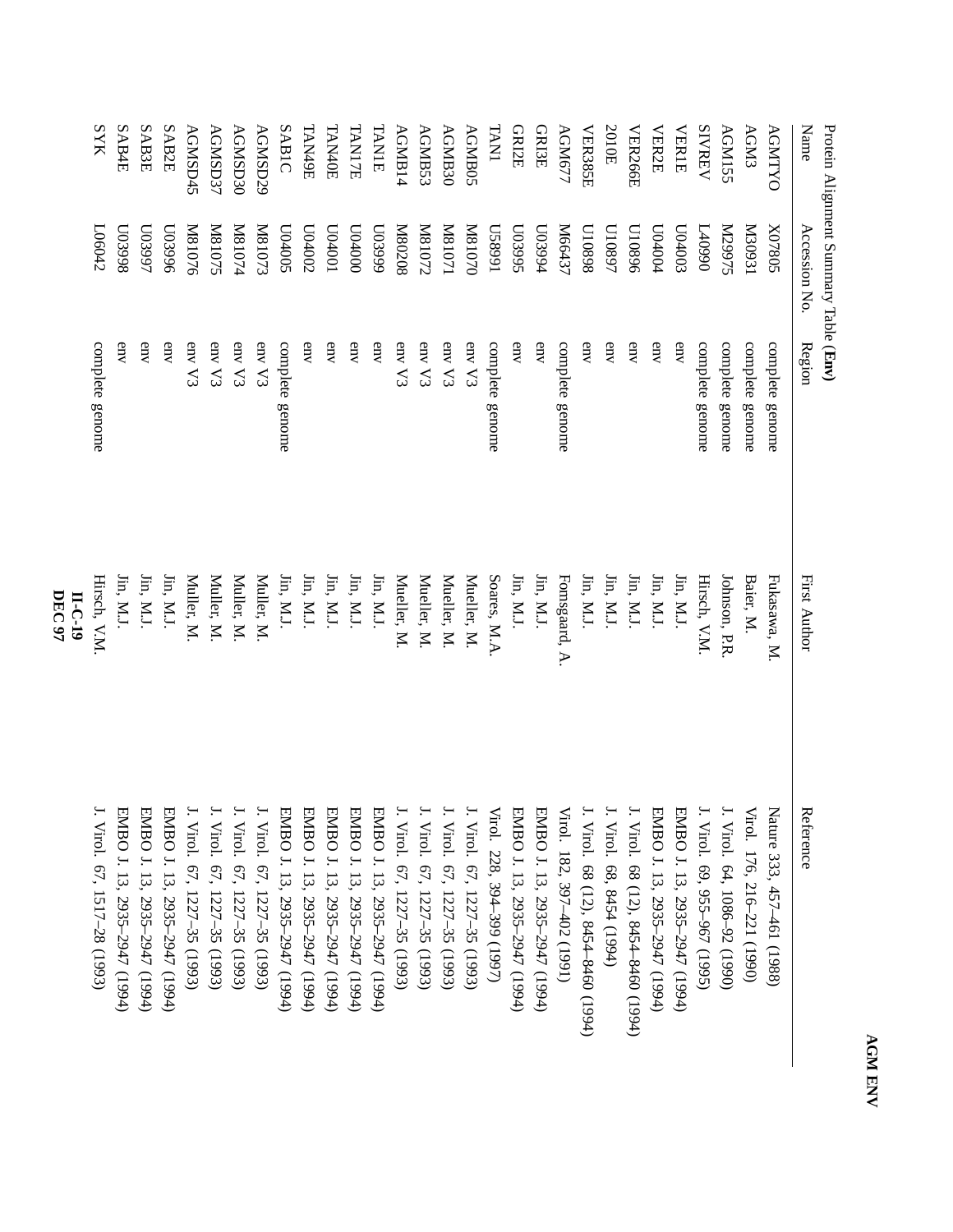Protein Alignment Summary Table (**Env**)

| Name | Accession No. | Region | First Author | Reference |
|---|---|---|---|---|
| AGMTYO | X07805 | complete genome | Fukasawa, M. | Nature 333, 457–461 (1988) |
| AGM3 | M30931 | complete genome | Baier, M. | Virol. 176, 216–221 (1990) |
| AGM155 | M29975 | complete genome | Johnson, P.R. | J. Virol. 64, 1086–92 (1990) |
| SIVREV | L40990 | complete genome | Hirsch, V.M. | J. Virol. 69, 955–967 (1995) |
| VER1E | U04003 | env | Jin, M.J. | EMBO J. 13, 2935–2947 (1994) |
| VER2E | U04004 | env | Jin, M.J. | EMBO J. 13, 2935–2947 (1994) |
| VER266E | U10896 | env | Jin, M.J. | J. Virol. 68 (12), 8454–8460 (1994) |
| 2010E | U10897 | env | Jin, M.J. | J. Virol. 68, 8454 (1994) |
| VER385E | U10898 | env | Jin, M.J. | J. Virol. 68 (12), 8454–8460 (1994) |
| AGM677 | M66437 | complete genome | Fomsgaard, A. | Virol. 182, 397–402 (1991) |
| GRI3E | U03994 | env | Jin, M.J. | EMBO J. 13, 2935–2947 (1994) |
| GRI2E | U03995 | env | Jin, M.J. | EMBO J. 13, 2935–2947 (1994) |
| TAN1 | U58991 | complete genome | Soares, M.A. | Virol. 228, 394–399 (1997) |
| AGMB05 | M81070 | env V3 | Mueller, M. | J. Virol. 67, 1227–35 (1993) |
| AGMB30 | M81071 | env V3 | Mueller, M. | J. Virol. 67, 1227–35 (1993) |
| AGMB53 | M81072 | env V3 | Mueller, M. | J. Virol. 67, 1227–35 (1993) |
| AGMB14 | M80208 | env V3 | Mueller, M. | J. Virol. 67, 1227–35 (1993) |
| TAN1E | U03999 | env | Jin, M.J. | EMBO J. 13, 2935–2947 (1994) |
| TAN17E | U04000 | env | Jin, M.J. | EMBO J. 13, 2935–2947 (1994) |
| TAN40E | U04001 | env | Jin, M.J. | EMBO J. 13, 2935–2947 (1994) |
| TAN49E | U04002 | env | Jin, M.J. | EMBO J. 13, 2935–2947 (1994) |
| SAB1C | U04005 | complete genome | Jin, M.J. | EMBO J. 13, 2935–2947 (1994) |
| AGMSD29 | M81073 | env V3 | Muller, M. | J. Virol. 67, 1227–35 (1993) |
| AGMSD30 | M81074 | env V3 | Muller, M. | J. Virol. 67, 1227–35 (1993) |
| AGMSD37 | M81075 | env V3 | Muller, M. | J. Virol. 67, 1227–35 (1993) |
| AGMSD45 | M81076 | env V3 | Muller, M. | J. Virol. 67, 1227–35 (1993) |
| SAB2E | U03996 | env | Jin, M.J. | EMBO J. 13, 2935–2947 (1994) |
| SAB3E | U03997 | env | Jin, M.J. | EMBO J. 13, 2935–2947 (1994) |
| SAB4E | U03998 | env | Jin, M.J. | EMBO J. 13, 2935–2947 (1994) |
| SYK | L06042 | complete genome | Hirsch, V.M. | J. Virol. 67, 1517–28 (1993) |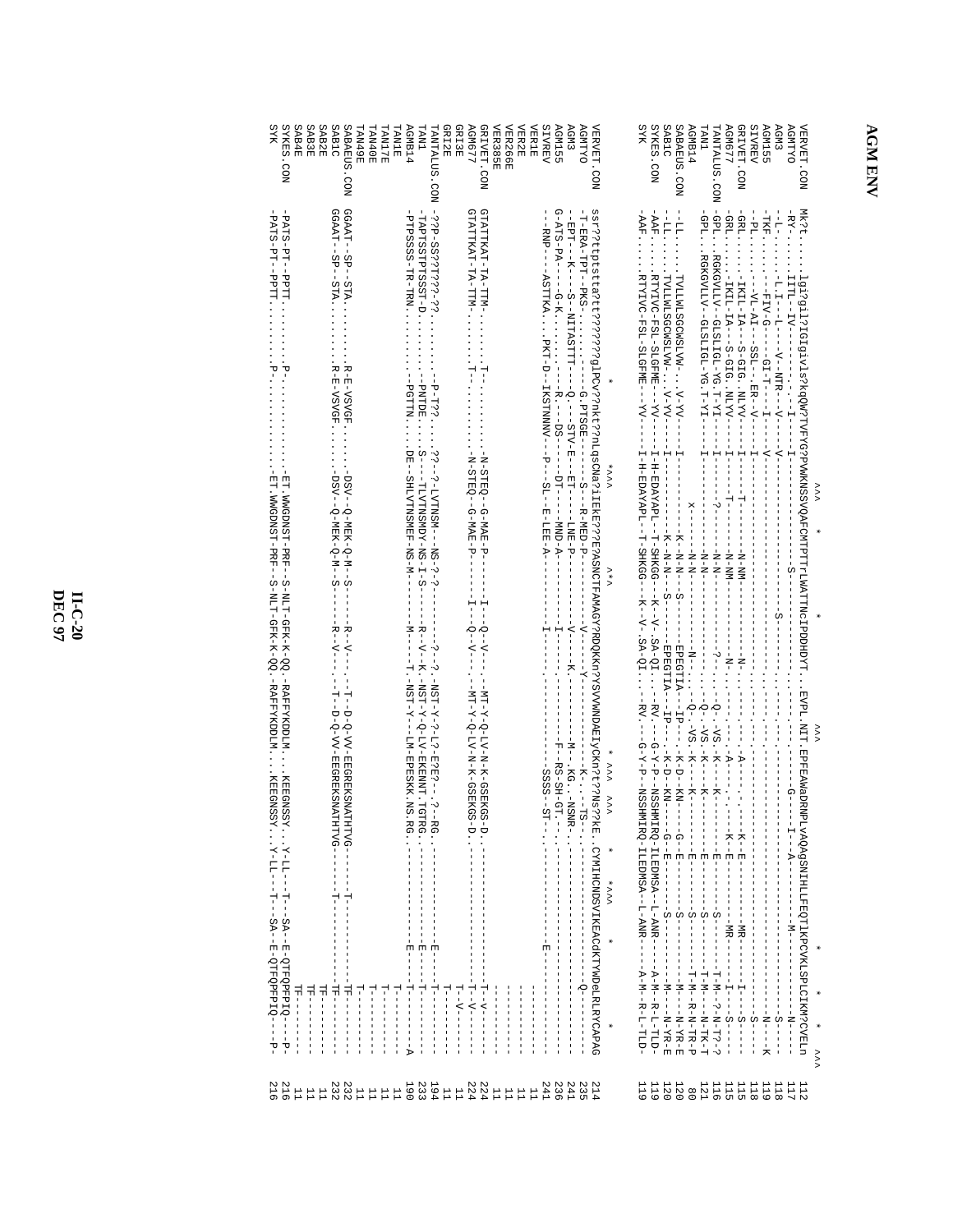# AGM ENV

```
                                                                              ^^^                *                   *                 ^^^                                        *                    *       *    *   ^^^
VERVET.CON    Mk?t.....lgi?gl?IGIgivls?kqQW?TVFYG?PVWKNSSVQAFCMTPTTrLWATTNcIPDDHDYT..EVPL.NIT.EPFEAWadRNPLvAQAgSNIHLLFEQTLKPCVKLSPLCIKM?CVELn   112
AGMTYO        -RY.....IITL-IV--------.--I---I---------------------S---------------.....-----G----I--A------------M----------------N----   117
AGM3          -L.......-L.I.-L---V--NTR--V---V---------------------------S---------.....---------------------------------S----            118
AGM155        -TKF......--FIV-G----GI-T---I---V------------------------------------.....--------------------------------------N---K       119
SIVREV        -PL.......-VL-AI--SSL--ER--V---I-----------------------------------.....---------------------------------S----              118
GRIVET.CON    -GRL......IKIL-IA--S-GIG.NLYV---I----T-------N-NM---------N--------.....-----A-------K-E------MR-----I---S----             115
AGM677        -GRL......IKIL-IA--S-GIG.NLYV---I----T-------N-NM---------N--------.....-----A-------K-E------MR-----I---S----             115
TANTALUS.CON  -GPL..RGKGVLLV--GLSLIGL-YG.T-YI---I-----?--------N-N---------?-----Q--VS.-K-----K------E-------S------T-M--?-N-T?-?   116
TAN1          -GPL..RGKGVLLV--GLSLIGL-YG.T-YI---I---------------N-N---------------Q--VS.-K-----K------E-------S------T-M---N-TK-T   121
AGMB14                                      x-------N-N---------N-----Q--VS.-K-----K------E-------S------T-M--R-N-TR-P              80
SABAEUS.CON   --LL......TVLLWLSGCWSLVW--V-YV---I-------K-N-N---S-----EPEGTIA--IP---K-D--KN-----G-E--------S------M---N-YR-E        120
SAB1C         --LL......TVLLWLSGCWSLVW--V-YV---I-------K-N-N---S-----EPEGTIA--IP---K-D--KN-----G-E--------S------M---N-YR-E        120
SYKES.CON     -AAF......RTYIVC-FSL-SLGFME---YV---I-H-EDAYAPL--T-SHKGG--K--V.SA-QI...-RV.--G-Y-P--NSSHMIRQ-ILEDMSA--L-ANR-----A-M--R-L-TLD-   119
SYK           -AAF......RTYIVC-FSL-SLGFME---YV---I-H-EDAYAPL--T-SHKGG--K--V.SA-QI...-RV.--G-Y-P--NSSHMIRQ-ILEDMSA--L-ANR-----A-M--R-L-TLD-   119

                                        *  ^^^         ^*^                                   *  ^^^    ^^^        *    ^^^           *          *
VERVET.CON    ssr??ttptstta?tt?????glPCv??nkt??nLqsCNa?iIEKE???E?ASNCTFAMAGY?RDQKKn?YSVWWNDAEIYCKn?t??Ns??kE.CYMIHCNDSVIKEACdKTYWDeLRLRYCAPAG   214
AGMTYO        -T-ERA-TPT-PKS.........G.PTSGE-----S---R-MED-P------V----Y----------K-..TS-........-Q-------                                  235
AGM3          --EPT--K---S-NITASTTT---Q.--STV-E--ET---LNE-P--------V---------K-----M-.KG..NSNR-.------                                      241
AGM155        G-ATS-PA-----G-K........R--DS---DT---MND-A-----------I--------------F-RS-SH-GT.-.-----E------                                 236
SIVREV        --RNP---ASTTKA...PKT-D-IKSTNNNV--P--SL-E-LEE-A---------I-------------SSSS-ST-.-------E--                                       241
VER1E                                                                                                                    ----------   11
VER2E                                                                                                                    ----------   11
VER266E                                                                                                                  ----------   11
VER385E                                                                                                                  ----------   11
GRIVET.CON    GTATTKAT-TA-TTM-........T-.......N-STEQ--G-MAE-P------I---Q-V---.-MT-Y-Q-LV-N-K-GSEKGS-D.------T-V---                      224
AGM677        GTATTKAT-TA-TTM-........T-.......N-STEQ--G-MAE-P------I---Q-V---.-MT-Y-Q-LV-N-K-GSEKGS-D.------T-V---                      224
GRI3E                                                                                                                    T-V-------   11
GRI2E                                                                                                                    ----------   11
TANTALUS.CON  -??P-SS??T???-??........-P-T??...??--?-LVTNSM--NS-?-?-----?-?--NST-Y-?-L?-E?E?--?--RG.-------E--T---                      194
TAN1          -TAPTSSTPTSSST-D........-PNTDE...S--TLVTNSMDY-NS-I-S------R--V--K-NST-Y-Q-LV-EKENNT.TGTRG.------E--T----                  233
AGMB14        -PTPSSSS-TR-TRN........-PGTTN...DE-SHLVTNSMEF-NS-M------M---T.-NST-Y---LM-EPESKK.NS.RG.------E--T----A                    190
TAN1E                                                                                                                    T---------   11
TAN17E                                                                                                                   T---------   11
TAN40E                                                                                                                   T---------   11
TAN49E                                                                                                                   T---------   11
SABAEUS.CON   GGAAT--SP--STA.........R-E-VSVGF......DSV--Q-MEK-Q-M--S------R--V---.-T--D-Q-VV-EEGREKSNATHTVG------TF--------           232
SAB1C         GGAAT--SP--STA.........R-E-VSVGF......DSV--Q-MEK-Q-M--S------R--V---.-T--D-Q-VV-EEGREKSNATHTVG------TF--------           232
SAB2E                                                                                                                    TF--------   11
SAB3E                                                                                                                    TF--------   11
SAB4E                                                                                                                    TF--------   11
SYKES.CON     -PATS-PT--PPTT..........P...........ET.WWGDNST-PRF--S-NLT-GFK-K-QQ.-RAFFYKDDLM....KEEGNSSY...Y-LL---T---SA--E-QTFQPPIQ---P-   216
SYK           -PATS-PT--PPTT..........P...........ET.WWGDNST-PRF--S-NLT-GFK-K-QQ.-RAFFYKDDLM....KEEGNSSY...Y-LL---T---SA--E-QTFQPPIQ---P-   216
```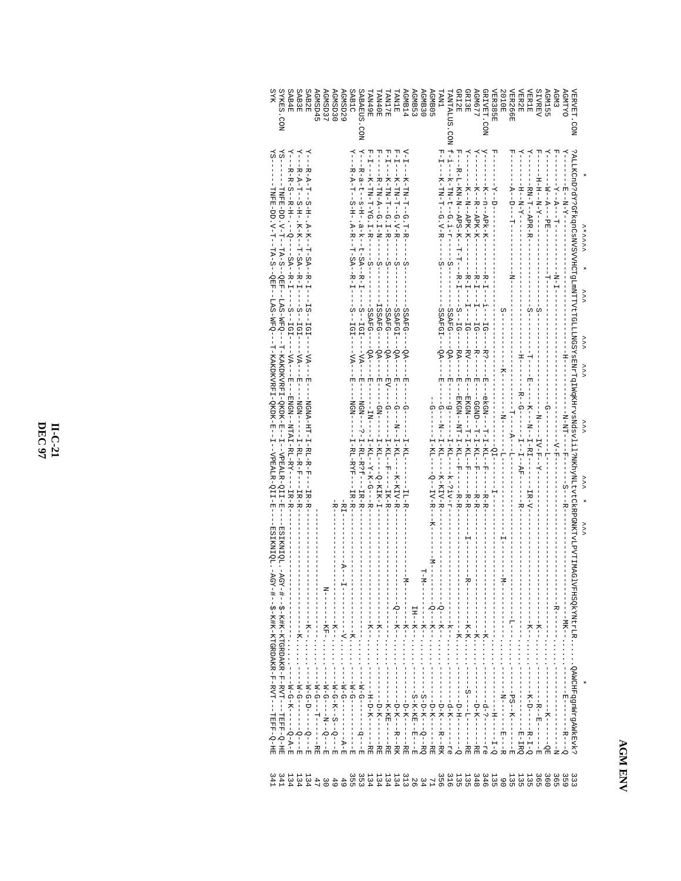## AGM ENV

```
              *        ^^*^^^^  *     ^^^       ^^^     ^^^       ^^^         ^^^     *    ^^^                                      *
VERVET.CON    ?ALLKCnD?dY?GfKqnCsNVSVVHCTgLmnTTVtTGLLLNGSYsENrTqIWqkHrvsNdsVlil?NKhyNLtvtCkRPGNKTVLPVTIMAGlVFHSQkYNtrLR....QAWCHFqgnWrgAWkEvk?  333
AGMTYO        Y-----E--N-Y------------------------------H-----------N-NT----F-------S---R---------------------------MK-----..........-E------R--Q  359
AGM3          F-----Y--A--T----------------N-I---------------------------------V-F------------------------------R--------............-----------N  365
AGM155        Y-----W--A---PE---------------------------------G-----------L-----------------------------------...........-------K------QE  360
SIVREV        F-----H-H--N-Y---------------------S----------------N-----L--------------------------------K--.........-------R--E-----E  365
VER1E         Y-----RN-T--APR-R------------------S-------T----E----K--N--I-RI------IR-V--------------------K--......-K-D------R-I-Q  135
VER2E         Y-----H--N-Y-------------------------H--------R--G-----I--I--AF---------R----------------....-------------E-IRQ  135
VER266E       F-----A--D---T-----------N--------------------------T----A---L---------------------L--.........-PS--K------E  135
2010E         -----------------------------------S----------K------N-----L-------------I-----------M--------......-----N------E----R  90
VER385E       F-----Y--D---------------------------------------QI-------I---------------------------.........-------H-----I-Q  135
GRIVET.CON    y-----K--n-APk-K--------R-I--i---IG---R?----E--ekGN--T-I-KL--F-----R-R---------------K--........-d-?-----re  346
AGM677        Y-----K--R-APK-K--------R-I---I---IG---R-----E--GGND-T-I-KL--F-----R-R---------------K--........-D-K-----RE  348
GRI3E         Y-----K--N-APK-K--------R-I---I---IG---RV----E--EKGN--T-I-KL--F-----R-R-------I-----R-------K-K-.......-S---L-----RE  135
GRI2E         F-----R-L-KN-N-APS-K--T-T---R-I---S-IG---RA----E--EKGN--NT-I-KL--F-----R-R---------------K--........-D-H------Q  135
TANTALUS.CON  f-i---k-TN-t-G.i-r------S-------SSAFG---QA----E----g-------I-KL---k-?iv-r-----------------k--........-d-K------re  316
TAN1          F-I---K-TN-T-G.V-R------S-------SSAFGI---QA----E---G---N--I-KL---K-KIV-R--------------Q--K--.......-D-K----R--RK  356
AGMB05        ------------------------------------------------G-------I-KL---Q--IV-R---K------M--------Q--K--.......-D-K------RE  71
AGMB30        T-M-----------K--.........-S-D-K---Q--RQ  34
AGMB53        IH--K--........-S-K-KE--E---E  26
AGMB14        V-I---K-TN-T-G.T-R------S-------SSAFG---QA----E------G-------I-KL----------IL-R---------M----------K--.........-D-K-------RE  313
TAN1E         F-I---K-TN-T-G.V-R------S-------SSAFGI---QA----E---G---N--I-KL---K-KIV-R----------------Q---K--........-D-K-----R--RK  134
TAN17E        F-I---K-TN-T-G.I-R------S-------SSAFG---QA----EV---G-----I-KL--F------IK-R---------------K--........-K-KE-----RE  134
TAN40E        F-----R-TN-A-G.I-N------S-------ISSAFG---QA----E----GN-----I-KL-----Q-KIK-I-------------K--........-D-K------RE  134
TAN49E        F-I---K-TN-T-YG.I-R------S-------SSAFG---QA----E-----IN-----I-KL--Y-K-G---R------------K--........-H-D-K-----RE  134
SABAEUS.CON   Y---R-a-t--s-H-.a-k--t-SA--R-I----S--IGI---VA----E---NGN---?-I-RL-R?f---IR-R-----------k--.........-W-G--------q--E  353
SAB1C         Y---R-A-T--S-H-.A-R--T-SA--R-I----S--IGI---VA----E---NGN---I-RL-RYF---IR-R-------------K--.........-W-G----------E  355
AGMSD29       -RI---------A--I--------------V--.........-W-G----------A-E  49
AGMSD30       -R-----------------K--.........-W-G-K--S--Q---E  49
AGMSD37       N------KF-.........-W-G----N--Q---E  30
AGMSD45       -W-G----T--------RE  47
SAB2E         Y---R-A-T--S-H-.A-K--T-SA--R-I----IS--IGI---VA----E---NGNA-HT-I-RL-R-F---IR-R-----------K--........-W-G-D------Q---E  134
SAB3E         Y---R-A-T--S-H-.K-K--T-SA--R-I----S--IGI---VA----E---NGN----I-RL-R-F---IR-R-----------K--........-W-G----------Q---E  134
SAB4E         Y---R-R-S--R-H-.---Q----SA--R-I----S--IGI---VA----E---ENGN--NTAI-RL-RY---IR-R---------.........-W-G-K--------Q-A-E  134
SYKES.CON     YS-----TNFE-DD.V-T--TA-S--QEF--LAS-WFQ---T-KAKDKVRFI-QKDK-E--I--VPEALR-QII-E-----ESIKNIQL.AGY-#--$-K#K-KTGRDAKR-F-RVT---TEFF-Q-HE  341
SYK           YS-----TNFE-DD.V-T--TA-S--QEF--LAS-WFQ---T-KAKDKVRFI-QKDK-E--I--VPEALR-QII-E-----ESIKNIQL.AGY-#--$-K#K-KTGRDAKR-F-RVT---TEFF-Q-HE  341
```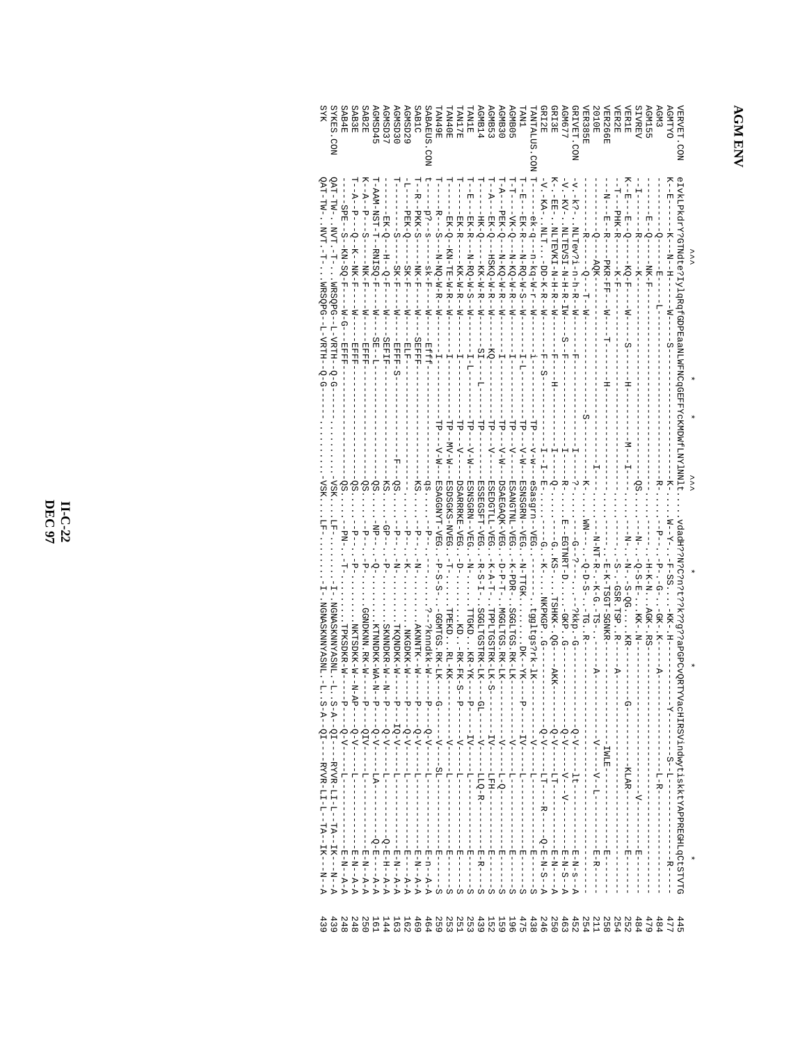# AGM ENV

```
              ^^^                                      *     *           ^^^          *                                                    *
VERVET.CON    eIvkLPkdrY?GTNdte?IylqRqfGDPEaaNLWFNCqGEFFYCKMDWFLNYINNlt...vdadhP??N?C?n?t??k??g??aPGPCVQRTYVacHIRSVindwytiskktYAPPREGHLqCtSTVTG  445
AGMTYO        K-E-----K--N-H-----W----S-------------------------------K...W-Y...F-SS....KK-H-----------Y---------S-L----------------R----  477
AGM3          -------Q-----E----L------------------------------------R...-P-...P-.G-.GK-.K-------A-------------L-R----------------------  484
AGM155        -----E--Q----NK-F---------------------------------------...---...H-K-N..AGK-.RS---------------------------------------------  479
SIVREV        --I------R-----K----------------------------------------QS...---...N-...Q-S-E...KK-.N-----------------------V-----------------  484
VER1E         K-E--E--Q----KQ-F----W-----S--------H-----------M--I----...---...N-...N-.S-QG...KR---------G-------KLAR----------E-------  252
VER2E         --T---PHK-R-----K-F-------------------------------------...---...S-.GSR.TSP..R---A-------------------------------------------  254
VER266E       --N--E--R---PKR-FF---W---T--------H---------------------...---...E-K-TSGT-SGNKR-----------IWLE--------------E---------  258
2010E         ------Q----AQK------------------------------------------...---...-N-NT-R-.K-G.-TS-.---A---------V--V-L-------E-R-----  211
VER385E       -------R-----Q---T--W-------------------S----------------I..WN-...Q-D-S-.TG..R--------------------------------------  254
GRIVET.CON    -V-.k?-..NLTev?i-n-h-W----F---------------I-----------K..?...-G-.?.....?kkp.-G--------Q-V------lt------E-N-s-A  452
AGM677        -V-.KV-..NLTEVSI-N-H-IW----S-F----------------I---------...R...E-EGTNRT-D....GKP.-G-------Q-V------V--V------E-N-S-A  463
GRI3E         K-.EE-..NLTEVKI-N-H-R-IW-----F------H----------I--------...Q...-G.KS-..TSHKK.QG----AKK------Q-V------LT------E-N----A  250
GRI2E         -V-.-KA-..NLT..-DD-K-R--W-----F--S----------------I--I--E...-G...-K-...NKPKGP.-G---------Q-V------LT---R---Q-E-N-S-A  246
TANTALUS.CON  T----ek-q--n-kq-W-r--W------i----------TP----v-w---eSasgrn-.VEG.........tggltgs?rk-lK-------V-------L---------E-----S  438
TAN1          T--E---EK-R---N-RQ-W-S--W-----I-L-------TP----V-W---ESNSGRN-.VEG...N-TTGK.....DK-.YK---P----IV------L---------E-----S  475
AGMB05        T-T---VK-Q---N-KQ-W-R--W-----I----------TP----V-----ESANGTNL-VEG...K-PDR-.SGGLTGS.RK-LK---------V------L---------E-----S  196
AGMB30        T-A---PEK-Q---N-KQ-W-R--W-----I----------TP---V-W---DSAEGAQK-VEG...D-P-T..MGGLTGS.RK-LK---------V------L-Q--------E-----S  159
AGMB53        T-A---EK-Q---HSKQ-W-R--W-----KQ---------TP----V-----ESEDGTLL-VEG...K-A-T..TPPLTGSTRK-LK-S-------IV------LFH-------E-----S  152
AGMB14        T----HK-Q----KK-W-R--W-----SI----L------TP----------ESSEGSFT-VEG...R-S-I..SGGLTGSTRK-LK----GL------V------LLQ-R------E-R---S  439
TAN1E         T--E---EK-R---N-RQ-W-S--W-----I-L-------TP----V-W---ESNSGRN-.VEG...N-.....TTGKD.KR-YK---P----IV------L---------E-----S  253
TAN17E        T-----EK-R---KK-W-R--W----------I-------TP----V-----DSARRKE-VEG...D-.......KD..RK-FK-S-P----V-------L---------E-----S  251
TAN40E        T-----EK-Q---KN-TE-W-R--W-----I----------TP--MV-W---ESDSGKS-NVEG...T-.....TPEKD...RL-KK--------V-------L---------E-----S  253
TAN49E        T-----R---S---N-NQ-W-R--W-----I----------TP----V-W---ESAGGNYT-VEG...P-S-S..GGMTGS.RK-LK---G-----V----SL---------E-----S  259
SABAEUS.CON   t-----p?--s----sk-F---W----Efff---------------------qs...---...P-..........?-?knndkk-W-----p----Q-V------L---------E-n--A-A  464
SAB1C         T--R--PKK-S----NK-F---W----SEFFF---------------------KS...---...P-..........AKNNTK--W-----P----Q-V------L---------E-N--A-A  469
AGMSD29       -L-----PEK-Q----SK-F---W----ELF----------------------QS...---...P-..........NKGDKK-W-----P----Q-V------L---------E----A-A  162
AGMSD30       T------S----SK-F---W----EFFF-S-----------------F-----QS...---...N-..........TKQNDKK-W-----P----IQ-V------L---------E-N--A-A  163
AGMSD37       ------EK-Q--H-Q-F---W----SEFIF-----------------------KS...---...GP-.........SKNNDKR-W--N-P----Q-V------L---------Q-E-H--A-A  144
AGMSD45       T-AAM-NST-T-RNISQ-F---W----SE--L---------------------QS...---...NP-..Q-.......KTNNDKK-WA-N-P----Q-V------LA--------Q-E----A-A  161
SAB2E         K--A---P--S----NK-F---W----EFF-----------------------QS...---...P-..P-.......GGNDKNN.RK-W---P----QIV------L---------E-N--A-A  250
SAB3E         T--A---P--Q--K--NK-F---W----EFFF----------------------QS...---...P-..P-.......NKTSDKK-W--N-AP---Q-V------L---------E-N--A-A  248
SAB4E         ----SPE--S--KN-SQ-F---W-G----EFFF---------------------QS...---...PN-..T-......TPKSDKR-W-----P----Q-V------L---------E-N--A-A  248
SYKES.CON     QAT-TW-..NVT.-T-..WRSQPG--L-VRTH--Q-G-..........VSK...LF-.........-I-.NGNASKNNYASNL.-L.-S-A--QI--RYVR-LI-L--TA--IK---N--A  439
SYK           QAT-TW-..NVT.-T-..WRSQPG--L-VRTH--Q-G-..........VSK...LF-.........-I-.NGNASKNNYASNL.-L.-S-A--QI--RYVR-LI-L--TA--IK---N--A  439
```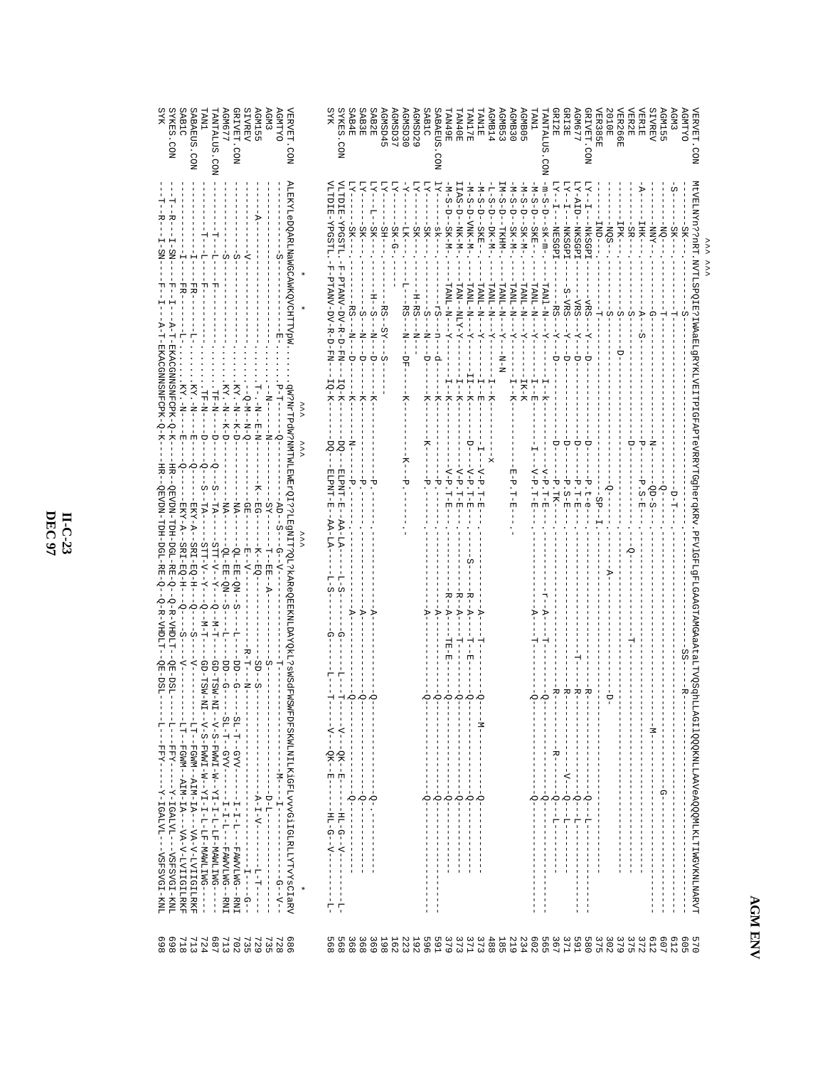```
                ^^^ ^^^
VERVET.CON    MtVELNVn??nRT.NVTLSPQIE?IWAaELgRYKLVEITPIGFAPTeVRRYTGgherqKRv.PFVlGFLgFLGAAGTAMGAaAtaLTVQSqhLLAGIIQQQKNLLAAVeAQQQMLKLTIWGVKNLNARVT   570
AGMTYO        ------SK--------S-------------------------------------------------------------SS---R----------------------------------------   605
AGM3          -S----SK--------T-------------------------------D-T----------------------------------------------------------------------------   612
AGM155        ------NQ--------T------------------------Q---------------------------------------------------------------G-------------------   607
SIVREV        ------NNY-------G-----------------N------QD-S------------------------------------------------M---------------------------------   612
VER1E         -A----IHK-------A--S--------------P------P.S-E-------------------------------------------------------------------------------   372
VER2E         ------SR--------S----------------D-------------------------Q--------T----------------------------------------------------------   375
VER266E       ------IPK-------S--D-----------------------------------------------------------------------------------------------------------   379
2010E         ------NQS-------S----------------------Q-------------------A-----------D-------------------------------------------------------   302
VER385E       ------IND-------T------------------------SP-I-------------------------------------------------------------------------------   375
GRIVET.CON    LY-I---NkSGPI---vRS--Y--D----------------D-------P.t.e.-----------------R-----------------Q--L---------------------------------   580
AGM677        LY-AID-NKSGPI---VRS--Y--D----------------D-------P.T-E.----------------T-----R-----------------Q--L---------------------------------   591
GRI3E         LY-I---NKSGPI---S-VRS-Y--D----------------D-------P.S-E.---------------------R----------------V--Q--L------------------------------   371
GRI2E         LY-I---NESGPI-----RS--Y--D----------------D-------P.TK-.---------------------R-------------R-----Q--L-----------------------------   367
TANTALUS.CON  -m-S-D--SK-m-----TANI-N--Y----I--k-----------v-P.T-E.----------r-A---T------Q------------------------------------------------   565
TAN1          -M-S-D--SKE-------TANL-N--Y----I--E-----I----V-P.T-E.----------A---T------Q----------------------------------------------------   602
AGMB05        -M-S-D--SK-M-----TANL-N--Y----IK-K-----------------------------------------------------------------------------------------   234
AGMB30        -M-S-D--SK-M-----TANL-N--Y----I--K----------E-P.T-E.----------------------------------------------------------------------   219
AGMB53        IM-S-D--TKHM-----TANL-N--Y---N-N-------------------------------------------------------------------------------------------   185
AGMB14        -L-S-D--DK-M-----TANL-N--Y----I--K------------x-------------------------------------------------------------------------   488
TAN1E         -M-S-D--SKE------TANL-N--Y----I--E------I----V-P.T-E.----------A---T------Q--------M-----Q---------------------------------   373
TAN17E        -M-S-D-VNK-M-----TANL-N--Y----II-K------D----V-P.T-E.------S----R-A---T--E------Q-----------Q------------------------------   371
TAN40E        IIAS-D--NK-M-----TAN-NLY-Y----I--K-----------V-P.T-E.-----------R-A---T------Q-----------Q---------------------------------   373
TAN49E        -M-S-D--SK-M-----TANL-N--Y----I--K-----------V-P.T-E.-----------R-A---TE-E---Q-----------Q---------------------------------   379
SABAEUS.CON   lY-----sK--------rS----n--d----K-----------P.-----------------A----------Q----------------Q--------------------------------   591
SAB1C         LY-----SK--------S-----N--D----K------K-----P.-----------------A----------Q---------------Q---------------------------------   596
AGMSD29       LY-----SK------H-RS----N------------------------------------------------------------------------------------------------   192
AGMSD30       -Y-----LK------L--RS----N--DF----K-------K---P.------------------------------------------------------------------------   223
AGMSD37       LY-----SK-G-------------------------------------------------------------------------------------------------------------   162
AGMSD45       LY-----SH--------RS--SY---S--------------------------------------------------------------------------------------------   198
SAB2E         LY---L--SK-------H--S----N--D----K-----------P.-----------------A----------Q---------------Q-------------------------------   369
SAB3E         LY-----SK--------S-----N--D----K-----------P.-----------------A----------Q---------------Q---------------------------------   368
SAB4E         LY-----SK--------RS----N--D----K-----N-----P.-----------------A----------Q------------------------------------------------   368
SYKES.CON     VLTDIE-YPGSTL.-F-PTANV-DV-R-D-FN---IQ-K------DQ--ELPNT-E--AA-LA------L-S------G------L---T-----V---QK--E------HL-G--V------L-   568
SYK           VLTDIE-YPGSTL.-F-PTANV-DV-R-D-FN---IQ-K------DQ--ELPNT-E--AA-LA------L-S------G------L---T-----V---QK--E------HL-G--V------L-   568

                  *       *                  ^^^         ^^^                       ^^^                                                          *
VERVET.CON    ALEKYLeDQARLNaWGCAWKQVCHTTVpW......qW?NrTPdW?NMTWLEWErQI?LEgNIT?QL?kAReQEEKNLDAYQkL?sWSdFWSWFDFSKWLNILKiGFLvvvGiIGLRLLYTVysCIaRV   686
AGMTYO        ----------S--------------E.........P-T-----Q-------AD--S---G--V-----------------T--------------------M---I----------G--V-   728
AGM3          --------------------------.........-N---------Q-------SY------T--EE----A------S---------------------D-L------------------   735
AGM155        ------A--------------------.......T.-N--E-N---------K--EG-----K--EQ------------SD--S------------------A-I-V---------L-T---   729
SIVREV        --------------------V------.......-Q-M--N-Q---------GE-------E--V----------R-T---N-------------------------I-----G-   735
GRIVET.CON    ----------------S-----------.......KY.-N--K-D---------NA------QL-EE-QN--S------L-----DD--G-----SL-T---GYV-----I-I-L-----FAWVLWG--RNI   702
AGM677        --------------S-------------.......KY.-N--K-D---------NA------QL-EE-QN--S------L-----DD--G-----SL-T---GYV-----I-I-L-----FAWVLWG--RNI   713
TANTALUS.CON  ---------T--L--F-------------......TF-N----D-----Q--S--TA------STT-V--Y---Q--M-T------GD-TSW-NI--V-S-FWWI-W---YI-I-L-LF-MAWLIWG----   687
TAN1          ---------T--L--F-------------......TF-N----D-----Q--S--TA------STT-V--Y---Q--M-T------GD-TSW-NI--V-S-FWWI-W---YI-I-L-LF-MAWLIWG----   724
SABAEUS.CON   --------------I---FR-------L.......KY.-N---E----Q-----EKY-A---SRI-EQ-H---Q-----S------V----------LT--FGWM--AIM-IA---VA-V-LVIGILRKF   713
SAB1C         --------------I---FR-------L.......KY.-N---E----Q-----EKY-A---SRI-EQ-H---Q-----S------V----------LT--FGWM--AIM-IA---VA-V-LVIGILRKF   718
SYKES.CON     ---T--R----I-SN----F--I----A-T-EKACGNNSNFCPK-Q-K---HR--QEVDN-TDH-DGL-RE-Q--Q-R-VHDLT--QE-DSL-----L---FFY-----Y-IGALVL---VSFSVGI-KNL   698
SYK           ---T--R----I-SN----F--I----A-T-EKACGNNSNFCPK-Q-K---HR--QEVDN-TDH-DGL-RE-Q--Q-R-VHDLT--QE-DSL-----L---FFY-----Y-IGALVL---VSFSVGI-KNL   698
```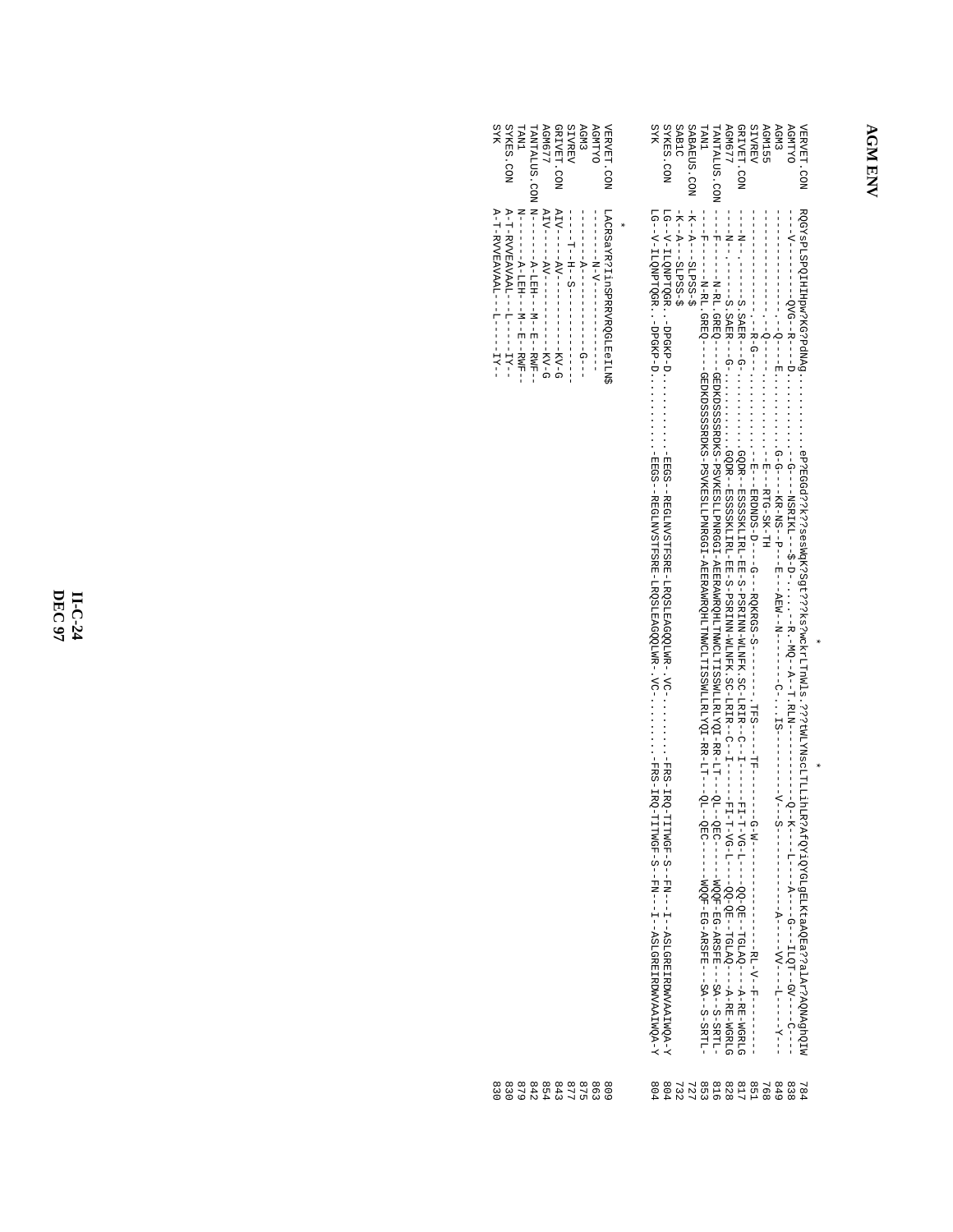# AGM ENV

```
                                                                      *                            *
VERVET.CON   RQGYsPLSPQIHIHpw?KG?PdNAg.........eP?EGGd??k??seswqK?Sgt???ks?wckrLTnwls.???twLYNscLTLLinLR?afQYiQYGLgELKtaAQEa??alAr?AQNAghQIW 784
AGMTYO       ---V---------QVG--R---D...........--G---NSRIKL---$-D-.....--R-.MQ--A-T.RLN---------Q--K----L----A---G---ILQT-GV---C---- 838
AGM3         --------------.--Q----E...........G-G---KR-NS--P---E---AEW--N-------C-...IS---------V--S-----------A-----VV---L----Y--- 849
AGM155       --------------.-Q-----............---E--RTG-SK-TH                                                                       768
SIVREV       --------------.--R-G-.............--E---ERDNDS-D---G--RQKRGS-S-------.TFS-----TF-------G-W-----------RL-V--F--------- 851
GRIVET.CON   ---N-.------S.SAER--G-............GQDR--ESSSSKLIRL-EE-S-PSRINN-WLNFK.SC-LRIR--C--I------FI-T-VG-L----QQ-QE--TGLAQ----A-RE-WGRLG 817
AGM677       ---N-.------S.SAER--G-............GQDR--ESSSSKLIRL-EE-S-PSRINN-WLNFK.SC-LRIR--C--I------FI-T-VG-L----QQ-QE--TGLAQ----A-RE-WGRLG 828
TANTALUS.CON ---F-----N-RL.GREQ-----GEDKDSSSSRDKS-PSVKESLLPNRGGI-AEERAWRQHLTNWCLTISSWLLRLYQI-RR-LT---QL--QEC-----WQQF-EG-ARSFE---SA--S-SRTL- 816
TAN1         ---F-----N-RL.GREQ-----GEDKDSSSSRDKS-PSVKESLLPNRGGI-AEERAWRQHLTNWCLTISSWLLRLYQI-RR-LT---QL--QEC-----WQQF-EG-ARSFE---SA--S-SRTL- 853
SABAEUS.CON  -K--A---SLPSS-$                                                                                                          727
SAB1C        -K--A---SLPSS-$                                                                                                          732
SYKES.CON    LG--V-ILQNPTQGR..-DPGKP-D..........-EEGS--REGLNVSTFSRE-LRQSLEAGQQLWR-.VC-.........-FRS-IRQ-TITWGF-S--FN---I--ASLGREIRDWVAAIWQA-Y 804
SYK          LG--V-ILQNPTQGR..-DPGKP-D..........-EEGS--REGLNVSTFSRE-LRQSLEAGQQLWR-.VC-.........-FRS-IRQ-TITWGF-S--FN---I--ASLGREIRDWVAAIWQA-Y 804

                  *
VERVET.CON   LACRSaYR?IinSPRRVRQGLEeILN$  809
AGMTYO       -------N-V-----------------  863
AGM3         -------A-------------G-----  875
SIVREV       -----T--H--S---------------  877
GRIVET.CON   AIV-----AV-------------KV-G  843
AGM677       AIV-----AV-------------KV-G  854
TANTALUS.CON N-------A-LEH---M--E--RWF--  842
TAN1         N-------A-LEH---M--E--RWF--  879
SYKES.CON    A-T-RVVEAVAAL---L------IY--  830
SYK          A-T-RVVEAVAAL---L------IY--  830
```

II-C-24
DEC 97